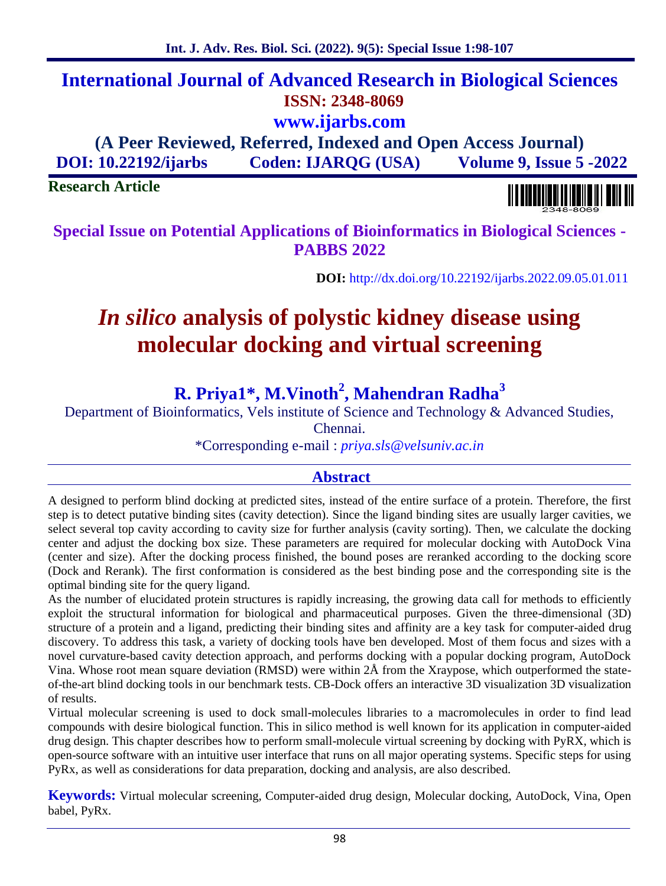**International Journal of Advanced Research in Biological Sciences**
**ISSN: 2348-8069**
**www.ijarbs.com**
**(A Peer Reviewed, Referred, Indexed and Open Access Journal)**
**DOI: 10.22192/ijarbs Coden: IJARQG (USA) Volume 9, Issue 5 -2022**

**Research Article**

**Special Issue on Potential Applications of Bioinformatics in Biological Sciences - PABBS 2022**

**DOI:** http://dx.doi.org/10.22192/ijarbs.2022.09.05.01.011

# *In silico* analysis of polystic kidney disease using molecular docking and virtual screening

**R. Priya1\*, M.Vinoth[2], Mahendran Radha[3]**

Department of Bioinformatics, Vels institute of Science and Technology & Advanced Studies, Chennai.

\*Corresponding e-mail : *priya.sls@velsuniv.ac.in*

## Abstract

A designed to perform blind docking at predicted sites, instead of the entire surface of a protein. Therefore, the first step is to detect putative binding sites (cavity detection). Since the ligand binding sites are usually larger cavities, we select several top cavity according to cavity size for further analysis (cavity sorting). Then, we calculate the docking center and adjust the docking box size. These parameters are required for molecular docking with AutoDock Vina (center and size). After the docking process finished, the bound poses are reranked according to the docking score (Dock and Rerank). The first conformation is considered as the best binding pose and the corresponding site is the optimal binding site for the query ligand.

As the number of elucidated protein structures is rapidly increasing, the growing data call for methods to efficiently exploit the structural information for biological and pharmaceutical purposes. Given the three-dimensional (3D) structure of a protein and a ligand, predicting their binding sites and affinity are a key task for computer-aided drug discovery. To address this task, a variety of docking tools have ben developed. Most of them focus and sizes with a novel curvature-based cavity detection approach, and performs docking with a popular docking program, AutoDock Vina. Whose root mean square deviation (RMSD) were within 2Å from the Xraypose, which outperformed the state-of-the-art blind docking tools in our benchmark tests. CB-Dock offers an interactive 3D visualization 3D visualization of results.

Virtual molecular screening is used to dock small-molecules libraries to a macromolecules in order to find lead compounds with desire biological function. This in silico method is well known for its application in computer-aided drug design. This chapter describes how to perform small-molecule virtual screening by docking with PyRX, which is open-source software with an intuitive user interface that runs on all major operating systems. Specific steps for using PyRx, as well as considerations for data preparation, docking and analysis, are also described.

**Keywords:** Virtual molecular screening, Computer-aided drug design, Molecular docking, AutoDock, Vina, Open babel, PyRx.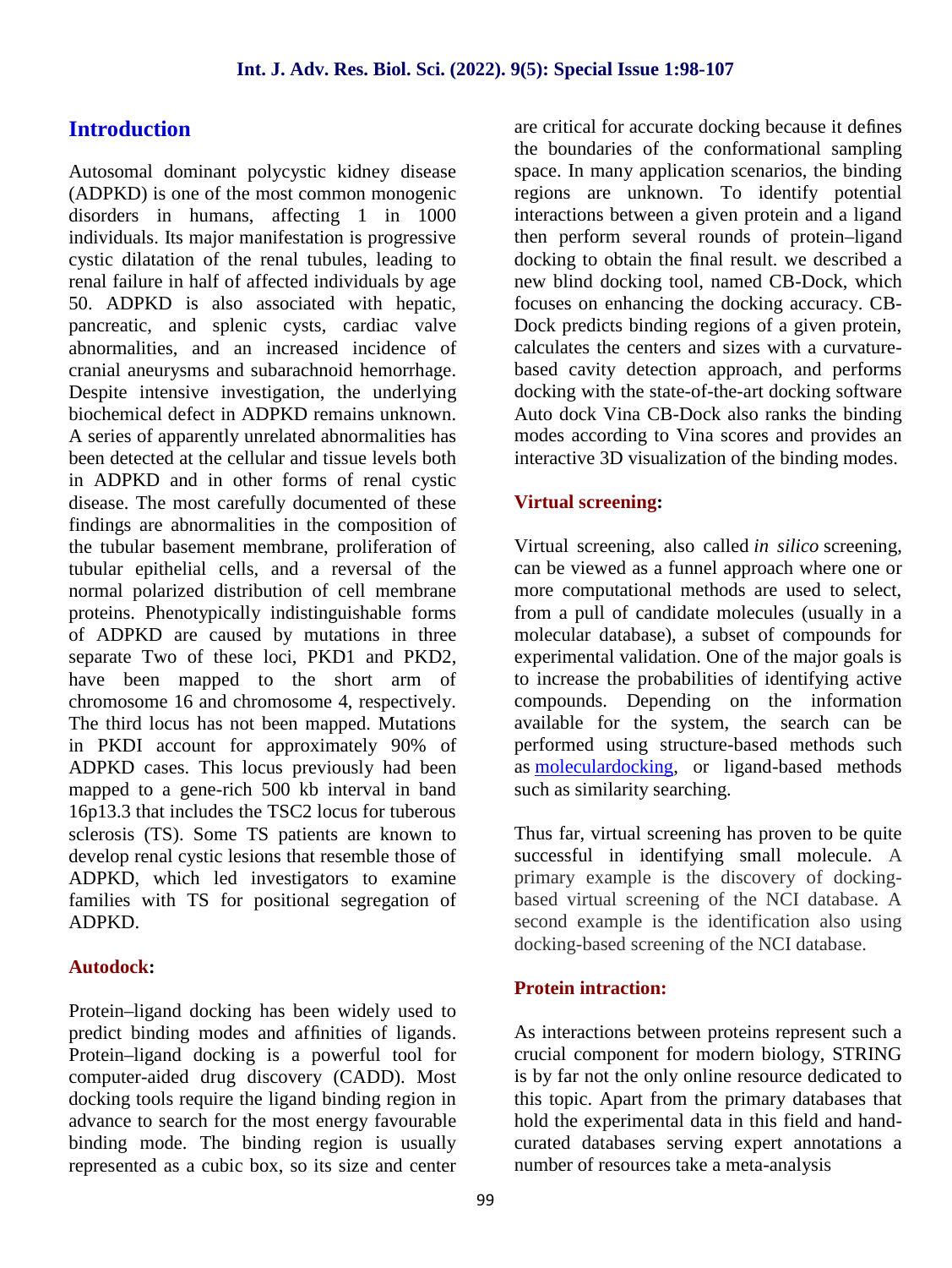## Introduction

Autosomal dominant polycystic kidney disease (ADPKD) is one of the most common monogenic disorders in humans, affecting 1 in 1000 individuals. Its major manifestation is progressive cystic dilatation of the renal tubules, leading to renal failure in half of affected individuals by age 50. ADPKD is also associated with hepatic, pancreatic, and splenic cysts, cardiac valve abnormalities, and an increased incidence of cranial aneurysms and subarachnoid hemorrhage. Despite intensive investigation, the underlying biochemical defect in ADPKD remains unknown. A series of apparently unrelated abnormalities has been detected at the cellular and tissue levels both in ADPKD and in other forms of renal cystic disease. The most carefully documented of these findings are abnormalities in the composition of the tubular basement membrane, proliferation of tubular epithelial cells, and a reversal of the normal polarized distribution of cell membrane proteins. Phenotypically indistinguishable forms of ADPKD are caused by mutations in three separate Two of these loci, PKD1 and PKD2, have been mapped to the short arm of chromosome 16 and chromosome 4, respectively. The third locus has not been mapped. Mutations in PKDI account for approximately 90% of ADPKD cases. This locus previously had been mapped to a gene-rich 500 kb interval in band 16p13.3 that includes the TSC2 locus for tuberous sclerosis (TS). Some TS patients are known to develop renal cystic lesions that resemble those of ADPKD, which led investigators to examine families with TS for positional segregation of ADPKD.

### Autodock:

Protein–ligand docking has been widely used to predict binding modes and affinities of ligands. Protein–ligand docking is a powerful tool for computer-aided drug discovery (CADD). Most docking tools require the ligand binding region in advance to search for the most energy favourable binding mode. The binding region is usually represented as a cubic box, so its size and center are critical for accurate docking because it defines the boundaries of the conformational sampling space. In many application scenarios, the binding regions are unknown. To identify potential interactions between a given protein and a ligand then perform several rounds of protein–ligand docking to obtain the final result. we described a new blind docking tool, named CB-Dock, which focuses on enhancing the docking accuracy. CB-Dock predicts binding regions of a given protein, calculates the centers and sizes with a curvature-based cavity detection approach, and performs docking with the state-of-the-art docking software Auto dock Vina CB-Dock also ranks the binding modes according to Vina scores and provides an interactive 3D visualization of the binding modes.

### Virtual screening:

Virtual screening, also called *in silico* screening, can be viewed as a funnel approach where one or more computational methods are used to select, from a pull of candidate molecules (usually in a molecular database), a subset of compounds for experimental validation. One of the major goals is to increase the probabilities of identifying active compounds. Depending on the information available for the system, the search can be performed using structure-based methods such as moleculardocking, or ligand-based methods such as similarity searching.

Thus far, virtual screening has proven to be quite successful in identifying small molecule. A primary example is the discovery of docking-based virtual screening of the NCI database. A second example is the identification also using docking-based screening of the NCI database.

### Protein intraction:

As interactions between proteins represent such a crucial component for modern biology, STRING is by far not the only online resource dedicated to this topic. Apart from the primary databases that hold the experimental data in this field and hand-curated databases serving expert annotations a number of resources take a meta-analysis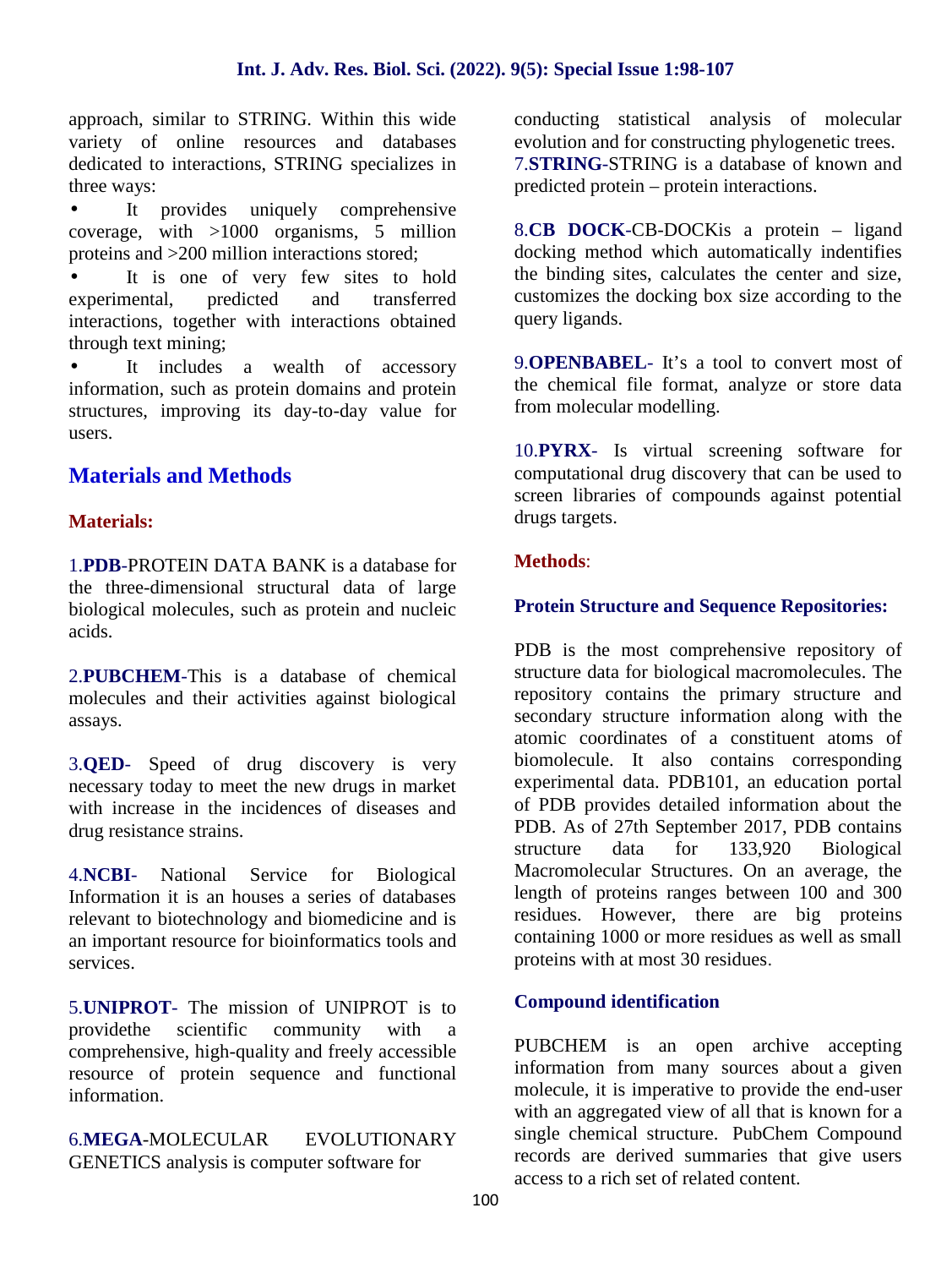approach, similar to STRING. Within this wide variety of online resources and databases dedicated to interactions, STRING specializes in three ways:

- It provides uniquely comprehensive coverage, with >1000 organisms, 5 million proteins and >200 million interactions stored;
- It is one of very few sites to hold experimental, predicted and transferred interactions, together with interactions obtained through text mining;
- It includes a wealth of accessory information, such as protein domains and protein structures, improving its day-to-day value for users.

## Materials and Methods

### Materials:

1.**PDB**-PROTEIN DATA BANK is a database for the three-dimensional structural data of large biological molecules, such as protein and nucleic acids.

2.**PUBCHEM**-This is a database of chemical molecules and their activities against biological assays.

3.**QED**- Speed of drug discovery is very necessary today to meet the new drugs in market with increase in the incidences of diseases and drug resistance strains.

4.**NCBI**- National Service for Biological Information it is an houses a series of databases relevant to biotechnology and biomedicine and is an important resource for bioinformatics tools and services.

5.**UNIPROT**- The mission of UNIPROT is to providethe scientific community with a comprehensive, high-quality and freely accessible resource of protein sequence and functional information.

6.**MEGA**-MOLECULAR EVOLUTIONARY GENETICS analysis is computer software for conducting statistical analysis of molecular evolution and for constructing phylogenetic trees.

7.**STRING**-STRING is a database of known and predicted protein – protein interactions.

8.**CB DOCK**-CB-DOCKis a protein – ligand docking method which automatically indentifies the binding sites, calculates the center and size, customizes the docking box size according to the query ligands.

9.**OPENBABEL**- It's a tool to convert most of the chemical file format, analyze or store data from molecular modelling.

10.**PYRX**- Is virtual screening software for computational drug discovery that can be used to screen libraries of compounds against potential drugs targets.

### Methods:

#### Protein Structure and Sequence Repositories:

PDB is the most comprehensive repository of structure data for biological macromolecules. The repository contains the primary structure and secondary structure information along with the atomic coordinates of a constituent atoms of biomolecule. It also contains corresponding experimental data. PDB101, an education portal of PDB provides detailed information about the PDB. As of 27th September 2017, PDB contains structure data for 133,920 Biological Macromolecular Structures. On an average, the length of proteins ranges between 100 and 300 residues. However, there are big proteins containing 1000 or more residues as well as small proteins with at most 30 residues.

#### Compound identification

PUBCHEM is an open archive accepting information from many sources about a given molecule, it is imperative to provide the end-user with an aggregated view of all that is known for a single chemical structure. PubChem Compound records are derived summaries that give users access to a rich set of related content.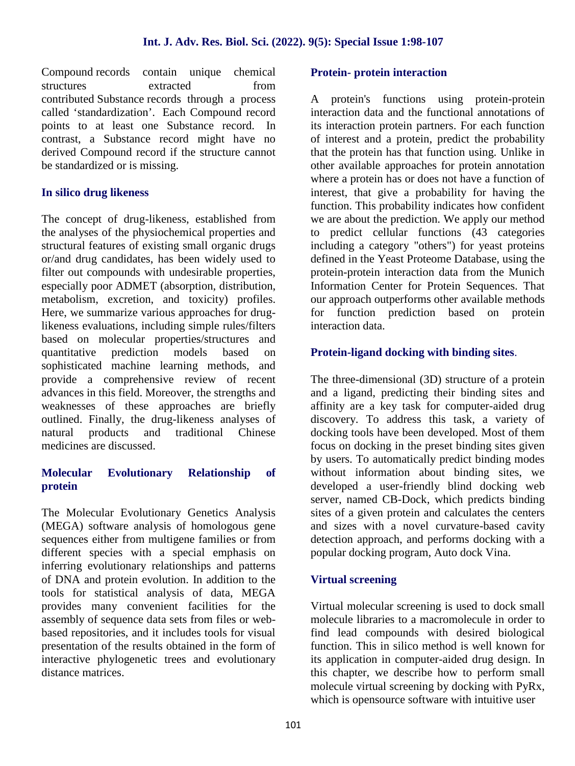Compound records contain unique chemical structures extracted from contributed Substance records through a process called 'standardization'. Each Compound record points to at least one Substance record. In contrast, a Substance record might have no derived Compound record if the structure cannot be standardized or is missing.

## In silico drug likeness

The concept of drug-likeness, established from the analyses of the physiochemical properties and structural features of existing small organic drugs or/and drug candidates, has been widely used to filter out compounds with undesirable properties, especially poor ADMET (absorption, distribution, metabolism, excretion, and toxicity) profiles. Here, we summarize various approaches for drug-likeness evaluations, including simple rules/filters based on molecular properties/structures and quantitative prediction models based on sophisticated machine learning methods, and provide a comprehensive review of recent advances in this field. Moreover, the strengths and weaknesses of these approaches are briefly outlined. Finally, the drug-likeness analyses of natural products and traditional Chinese medicines are discussed.

## Molecular Evolutionary Relationship of protein

The Molecular Evolutionary Genetics Analysis (MEGA) software analysis of homologous gene sequences either from multigene families or from different species with a special emphasis on inferring evolutionary relationships and patterns of DNA and protein evolution. In addition to the tools for statistical analysis of data, MEGA provides many convenient facilities for the assembly of sequence data sets from files or web-based repositories, and it includes tools for visual presentation of the results obtained in the form of interactive phylogenetic trees and evolutionary distance matrices.

## Protein- protein interaction

A protein's functions using protein-protein interaction data and the functional annotations of its interaction protein partners. For each function of interest and a protein, predict the probability that the protein has that function using. Unlike in other available approaches for protein annotation where a protein has or does not have a function of interest, that give a probability for having the function. This probability indicates how confident we are about the prediction. We apply our method to predict cellular functions (43 categories including a category "others") for yeast proteins defined in the Yeast Proteome Database, using the protein-protein interaction data from the Munich Information Center for Protein Sequences. That our approach outperforms other available methods for function prediction based on protein interaction data.

## Protein-ligand docking with binding sites.

The three-dimensional (3D) structure of a protein and a ligand, predicting their binding sites and affinity are a key task for computer-aided drug discovery. To address this task, a variety of docking tools have been developed. Most of them focus on docking in the preset binding sites given by users. To automatically predict binding modes without information about binding sites, we developed a user-friendly blind docking web server, named CB-Dock, which predicts binding sites of a given protein and calculates the centers and sizes with a novel curvature-based cavity detection approach, and performs docking with a popular docking program, Auto dock Vina.

## Virtual screening

Virtual molecular screening is used to dock small molecule libraries to a macromolecule in order to find lead compounds with desired biological function. This in silico method is well known for its application in computer-aided drug design. In this chapter, we describe how to perform small molecule virtual screening by docking with PyRx, which is opensource software with intuitive user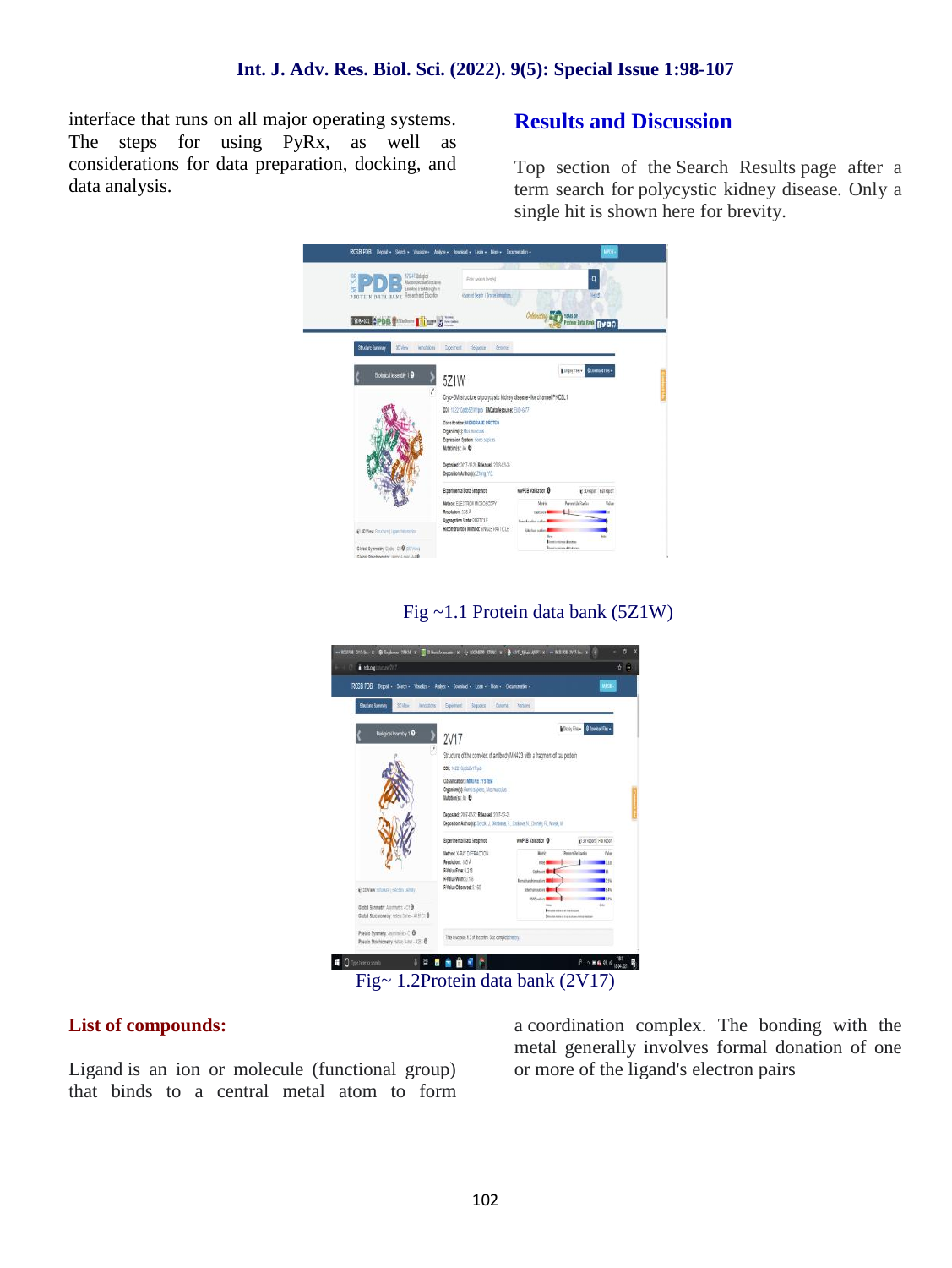interface that runs on all major operating systems. The steps for using PyRx, as well as considerations for data preparation, docking, and data analysis.

## Results and Discussion

Top section of the Search Results page after a term search for polycystic kidney disease. Only a single hit is shown here for brevity.

Fig ~1.1 Protein data bank (5Z1W)

Fig~ 1.2Protein data bank (2V17)

### List of compounds:

Ligand is an ion or molecule (functional group) that binds to a central metal atom to form a coordination complex. The bonding with the metal generally involves formal donation of one or more of the ligand's electron pairs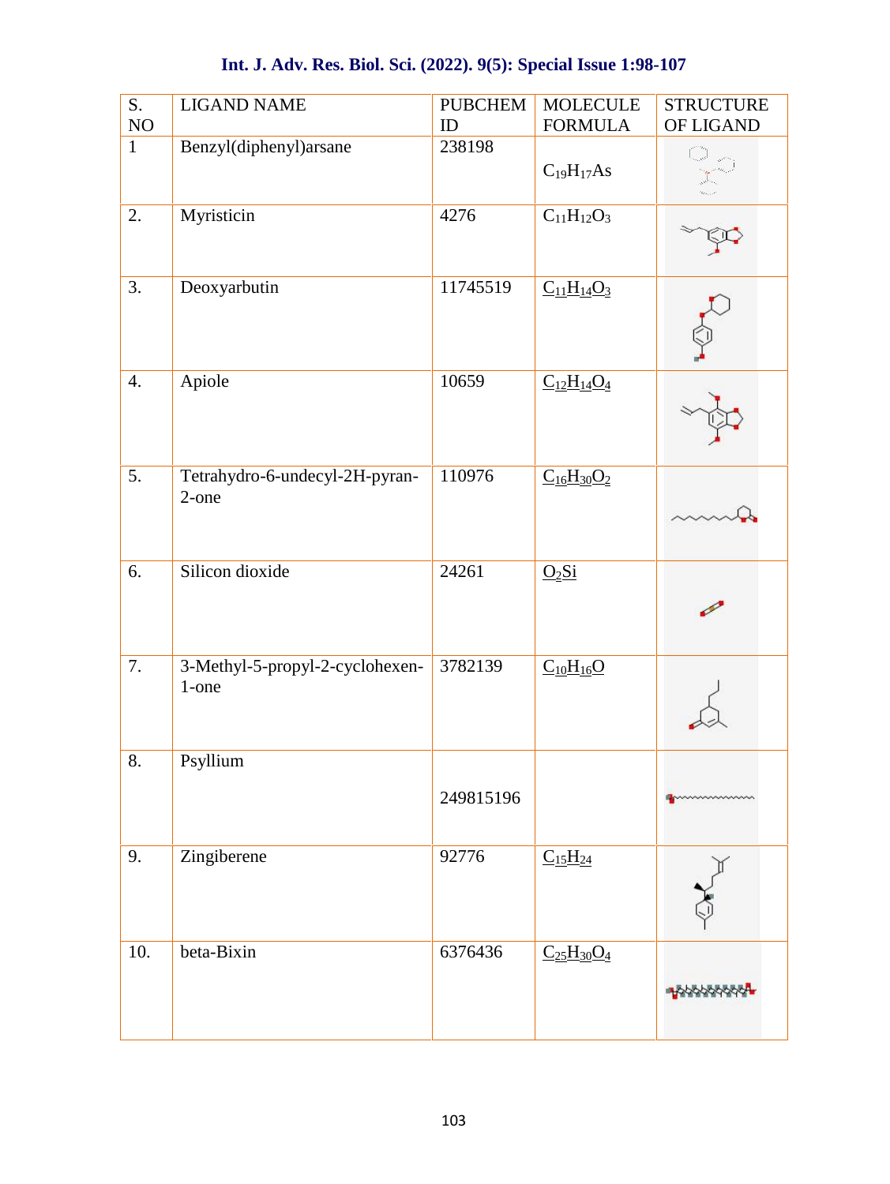| S. NO | LIGAND NAME | PUBCHEM ID | MOLECULE FORMULA | STRUCTURE OF LIGAND |
|---|---|---|---|---|
| 1 | Benzyl(diphenyl)arsane | 238198 | $C_{19}H_{17}As$ | |
| 2. | Myristicin | 4276 | $C_{11}H_{12}O_3$ | |
| 3. | Deoxyarbutin | 11745519 | $C_{11}H_{14}O_3$ | |
| 4. | Apiole | 10659 | $C_{12}H_{14}O_4$ | |
| 5. | Tetrahydro-6-undecyl-2H-pyran-2-one | 110976 | $C_{16}H_{30}O_2$ | |
| 6. | Silicon dioxide | 24261 | $O_2Si$ | |
| 7. | 3-Methyl-5-propyl-2-cyclohexen-1-one | 3782139 | $C_{10}H_{16}O$ | |
| 8. | Psyllium | 249815196 | | |
| 9. | Zingiberene | 92776 | $C_{15}H_{24}$ | |
| 10. | beta-Bixin | 6376436 | $C_{25}H_{30}O_4$ | |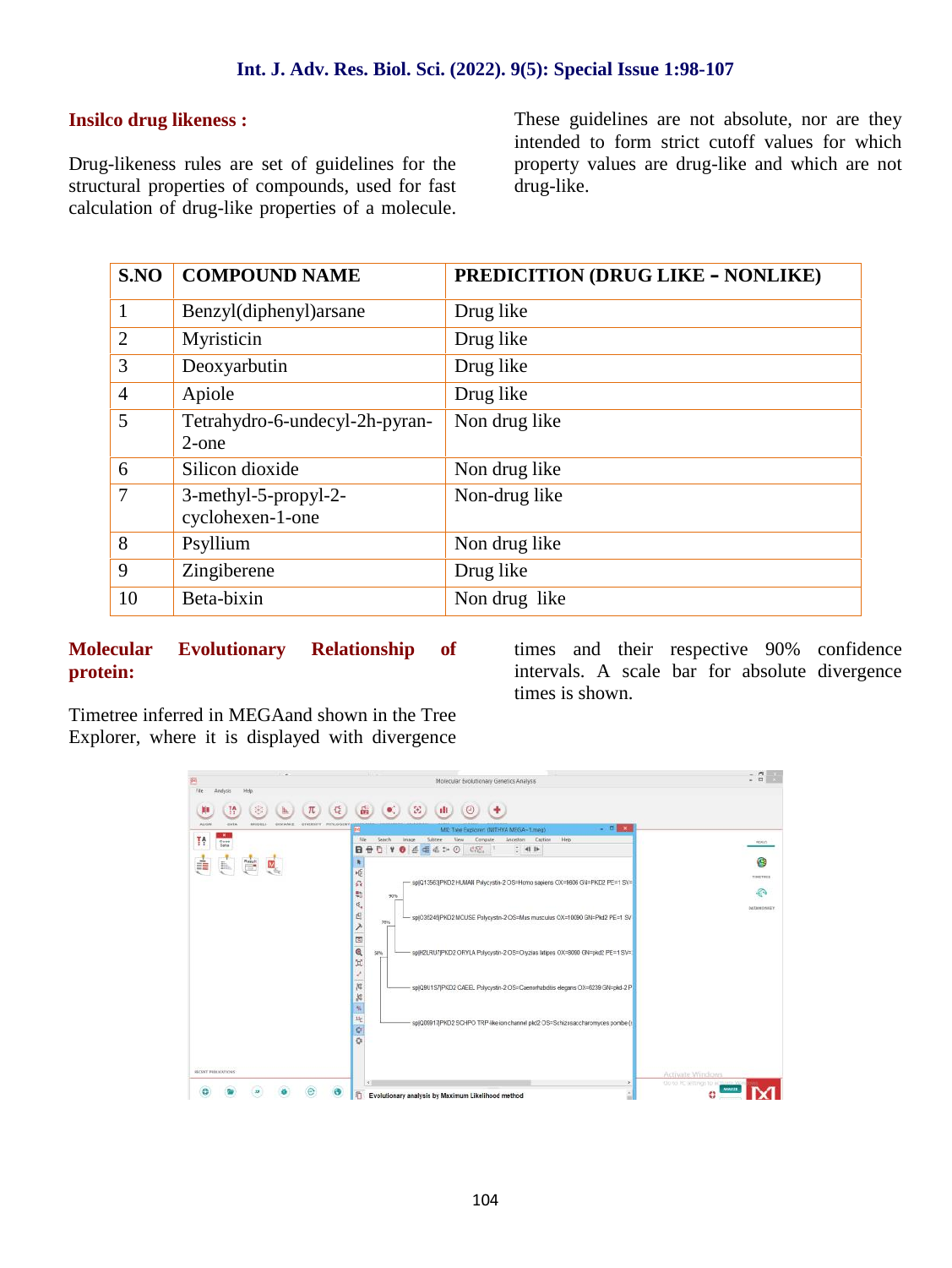## Insilco drug likeness :

Drug-likeness rules are set of guidelines for the structural properties of compounds, used for fast calculation of drug-like properties of a molecule. These guidelines are not absolute, nor are they intended to form strict cutoff values for which property values are drug-like and which are not drug-like.

| S.NO | COMPOUND NAME | PREDICITION (DRUG LIKE – NONLIKE) |
|---|---|---|
| 1 | Benzyl(diphenyl)arsane | Drug like |
| 2 | Myristicin | Drug like |
| 3 | Deoxyarbutin | Drug like |
| 4 | Apiole | Drug like |
| 5 | Tetrahydro-6-undecyl-2h-pyran-2-one | Non drug like |
| 6 | Silicon dioxide | Non drug like |
| 7 | 3-methyl-5-propyl-2-cyclohexen-1-one | Non-drug like |
| 8 | Psyllium | Non drug like |
| 9 | Zingiberene | Drug like |
| 10 | Beta-bixin | Non drug like |

## Molecular Evolutionary Relationship of protein:

Timetree inferred in MEGAand shown in the Tree Explorer, where it is displayed with divergence times and their respective 90% confidence intervals. A scale bar for absolute divergence times is shown.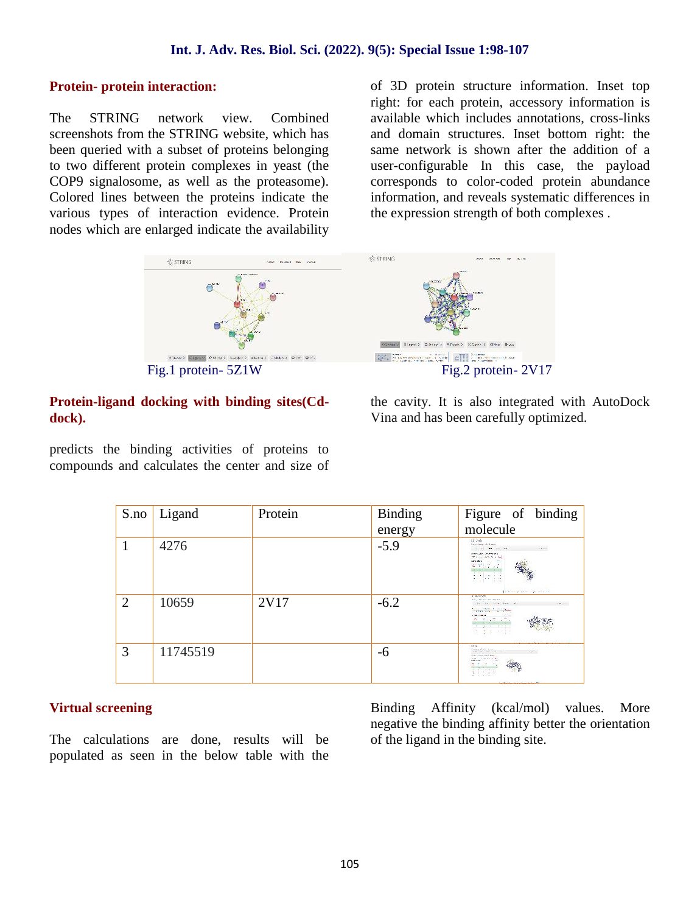## Protein- protein interaction:

The STRING network view. Combined screenshots from the STRING website, which has been queried with a subset of proteins belonging to two different protein complexes in yeast (the COP9 signalosome, as well as the proteasome). Colored lines between the proteins indicate the various types of interaction evidence. Protein nodes which are enlarged indicate the availability of 3D protein structure information. Inset top right: for each protein, accessory information is available which includes annotations, cross-links and domain structures. Inset bottom right: the same network is shown after the addition of a user-configurable In this case, the payload corresponds to color-coded protein abundance information, and reveals systematic differences in the expression strength of both complexes .

Fig.1 protein- 5Z1W

Fig.2 protein- 2V17

## Protein-ligand docking with binding sites(Cd-dock).

predicts the binding activities of proteins to compounds and calculates the center and size of the cavity. It is also integrated with AutoDock Vina and has been carefully optimized.

| S.no | Ligand | Protein | Binding energy | Figure of binding molecule |
|---|---|---|---|---|
| 1 | 4276 | | -5.9 | |
| 2 | 10659 | 2V17 | -6.2 | |
| 3 | 11745519 | | -6 | |

## Virtual screening

The calculations are done, results will be populated as seen in the below table with the Binding Affinity (kcal/mol) values. More negative the binding affinity better the orientation of the ligand in the binding site.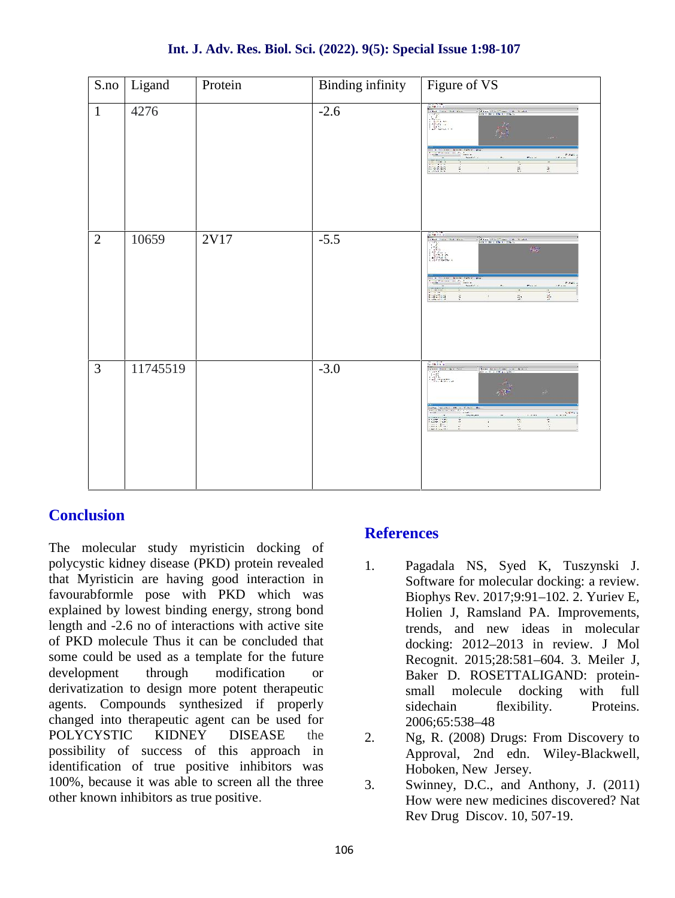| S.no | Ligand | Protein | Binding infinity | Figure of VS |
|---|---|---|---|---|
| 1 | 4276 | | -2.6 | |
| 2 | 10659 | 2V17 | -5.5 | |
| 3 | 11745519 | | -3.0 | |

## Conclusion

The molecular study myristicin docking of polycystic kidney disease (PKD) protein revealed that Myristicin are having good interaction in favourabformle pose with PKD which was explained by lowest binding energy, strong bond length and -2.6 no of interactions with active site of PKD molecule Thus it can be concluded that some could be used as a template for the future development through modification or derivatization to design more potent therapeutic agents. Compounds synthesized if properly changed into therapeutic agent can be used for POLYCYSTIC KIDNEY DISEASE the possibility of success of this approach in identification of true positive inhibitors was 100%, because it was able to screen all the three other known inhibitors as true positive.

## References

1. Pagadala NS, Syed K, Tuszynski J. Software for molecular docking: a review. Biophys Rev. 2017;9:91–102. 2. Yuriev E, Holien J, Ramsland PA. Improvements, trends, and new ideas in molecular docking: 2012–2013 in review. J Mol Recognit. 2015;28:581–604. 3. Meiler J, Baker D. ROSETTALIGAND: protein-small molecule docking with full sidechain flexibility. Proteins. 2006;65:538–48
2. Ng, R. (2008) Drugs: From Discovery to Approval, 2nd edn. Wiley-Blackwell, Hoboken, New Jersey.
3. Swinney, D.C., and Anthony, J. (2011) How were new medicines discovered? Nat Rev Drug Discov. 10, 507-19.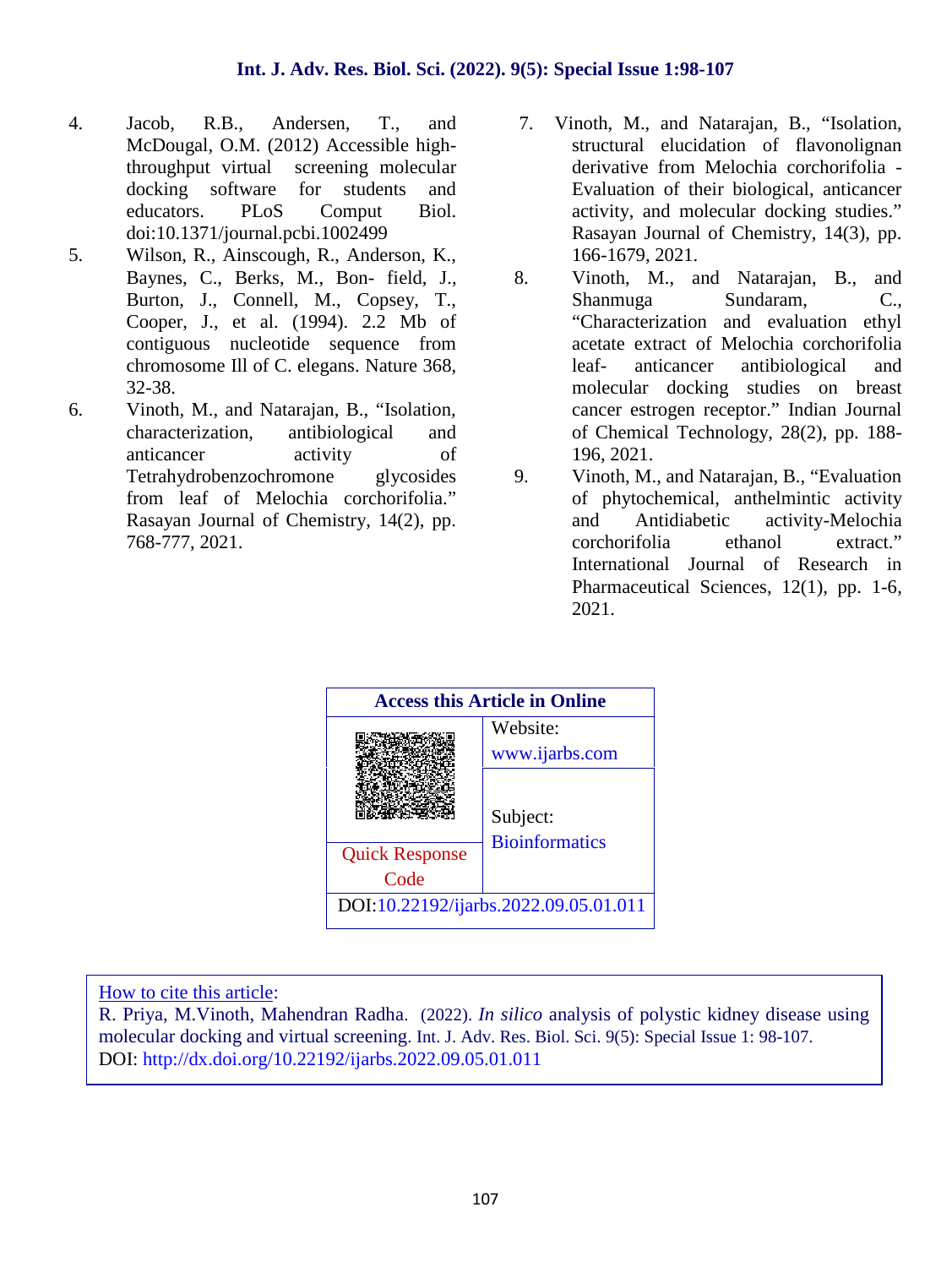4. Jacob, R.B., Andersen, T., and McDougal, O.M. (2012) Accessible high-throughput virtual screening molecular docking software for students and educators. PLoS Comput Biol. doi:10.1371/journal.pcbi.1002499
5. Wilson, R., Ainscough, R., Anderson, K., Baynes, C., Berks, M., Bon- field, J., Burton, J., Connell, M., Copsey, T., Cooper, J., et al. (1994). 2.2 Mb of contiguous nucleotide sequence from chromosome Ill of C. elegans. Nature 368, 32-38.
6. Vinoth, M., and Natarajan, B., "Isolation, characterization, antibiological and anticancer activity of Tetrahydrobenzochromone glycosides from leaf of Melochia corchorifolia." Rasayan Journal of Chemistry, 14(2), pp. 768-777, 2021.
7. Vinoth, M., and Natarajan, B., "Isolation, structural elucidation of flavonolignan derivative from Melochia corchorifolia - Evaluation of their biological, anticancer activity, and molecular docking studies." Rasayan Journal of Chemistry, 14(3), pp. 166-1679, 2021.
8. Vinoth, M., and Natarajan, B., and Shanmuga Sundaram, C., "Characterization and evaluation ethyl acetate extract of Melochia corchorifolia leaf- anticancer antibiological and molecular docking studies on breast cancer estrogen receptor." Indian Journal of Chemical Technology, 28(2), pp. 188-196, 2021.
9. Vinoth, M., and Natarajan, B., "Evaluation of phytochemical, anthelmintic activity and Antidiabetic activity-Melochia corchorifolia ethanol extract." International Journal of Research in Pharmaceutical Sciences, 12(1), pp. 1-6, 2021.

| Access this Article in Online | |
| --- | --- |
| | Website: www.ijarbs.com |
| Quick Response Code | Subject: Bioinformatics |
| DOI:10.22192/ijarbs.2022.09.05.01.011 | |

How to cite this article:
R. Priya, M.Vinoth, Mahendran Radha. (2022). *In silico* analysis of polystic kidney disease using molecular docking and virtual screening. Int. J. Adv. Res. Biol. Sci. 9(5): Special Issue 1: 98-107.
DOI: http://dx.doi.org/10.22192/ijarbs.2022.09.05.01.011